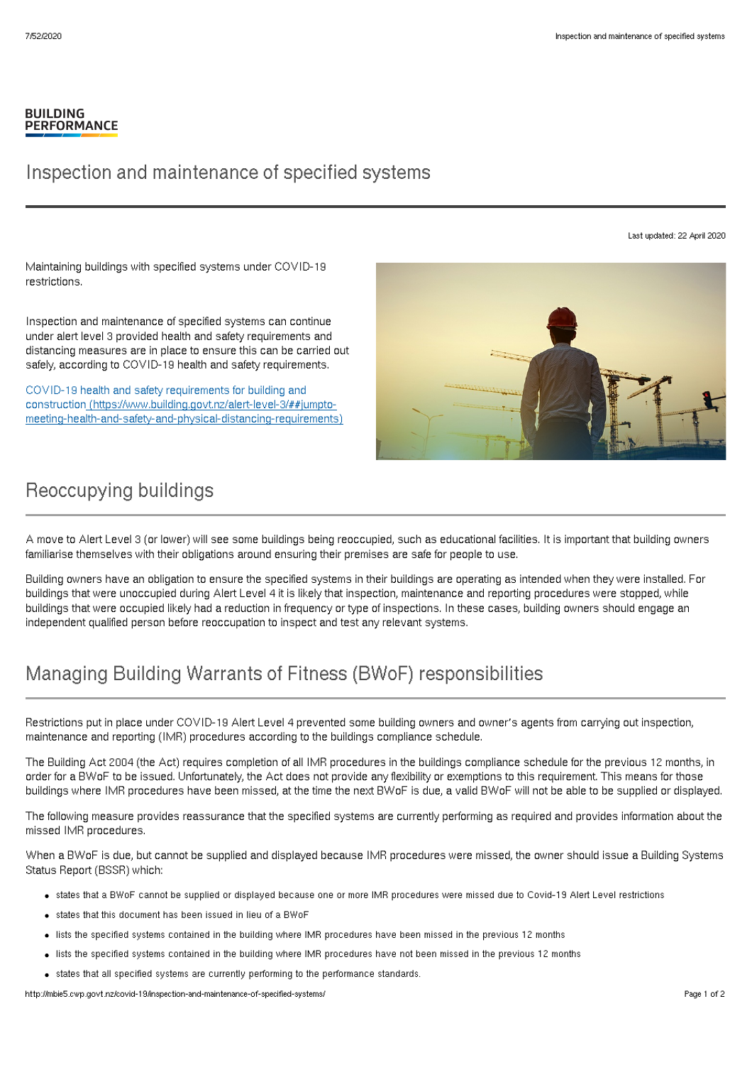BUILDING PERFORMANCE

# Inspection and maintenance of specified systems

Last updated: 22 April 2020

Maintaining buildings with specified systems under COVID-19 restrictions.

Inspection and maintenance of specified systems can continue under alert level 3 provided health and safety requirements and distancing measures are in place to ensure this can be carried out safely, according to COVID-19 health and safety requirements.

[COVID-19 health and safety requirements for building and construction (https://www.building.govt.nz/alert-level-3/##jumpto-meeting-health-and-safety-and-physical-distancing-requirements)](https://www.building.govt.nz/alert-level-3/##jumpto-meeting-health-and-safety-and-physical-distancing-requirements)

## Reoccupying buildings

A move to Alert Level 3 (or lower) will see some buildings being reoccupied, such as educational facilities. It is important that building owners familiarise themselves with their obligations around ensuring their premises are safe for people to use.

Building owners have an obligation to ensure the specified systems in their buildings are operating as intended when they were installed. For buildings that were unoccupied during Alert Level 4 it is likely that inspection, maintenance and reporting procedures were stopped, while buildings that were occupied likely had a reduction in frequency or type of inspections. In these cases, building owners should engage an independent qualified person before reoccupation to inspect and test any relevant systems.

## Managing Building Warrants of Fitness (BWoF) responsibilities

Restrictions put in place under COVID-19 Alert Level 4 prevented some building owners and owner's agents from carrying out inspection, maintenance and reporting (IMR) procedures according to the buildings compliance schedule.

The Building Act 2004 (the Act) requires completion of all IMR procedures in the buildings compliance schedule for the previous 12 months, in order for a BWoF to be issued. Unfortunately, the Act does not provide any flexibility or exemptions to this requirement. This means for those buildings where IMR procedures have been missed, at the time the next BWoF is due, a valid BWoF will not be able to be supplied or displayed.

The following measure provides reassurance that the specified systems are currently performing as required and provides information about the missed IMR procedures.

When a BWoF is due, but cannot be supplied and displayed because IMR procedures were missed, the owner should issue a Building Systems Status Report (BSSR) which:

- states that a BWoF cannot be supplied or displayed because one or more IMR procedures were missed due to Covid-19 Alert Level restrictions
- states that this document has been issued in lieu of a BWoF
- lists the specified systems contained in the building where IMR procedures have been missed in the previous 12 months
- lists the specified systems contained in the building where IMR procedures have not been missed in the previous 12 months
- states that all specified systems are currently performing to the performance standards.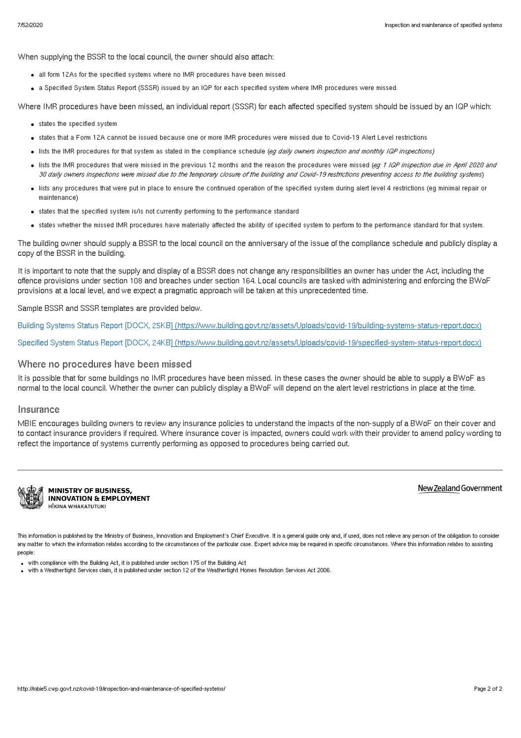When supplying the BSSR to the local council, the owner should also attach:

- all form 12As for the specified systems where no IMR procedures have been missed
- a Specified System Status Report (SSSR) issued by an IQP for each specified system where IMR procedures were missed.

Where IMR procedures have been missed, an individual report (SSSR) for each affected specified system should be issued by an IQP which:

- states the specified system
- states that a Form 12A cannot be issued because one or more IMR procedures were missed due to Covid-19 Alert Level restrictions
- lists the IMR procedures for that system as stated in the compliance schedule (*eg daily owners inspection and monthly IQP inspections*)
- lists the IMR procedures that were missed in the previous 12 months and the reason the procedures were missed (*eg 1 IQP inspection due in April 2020 and 30 daily owners inspections were missed due to the temporary closure of the building and Covid-19 restrictions preventing access to the building systems*)
- lists any procedures that were put in place to ensure the continued operation of the specified system during alert level 4 restrictions (eg minimal repair or maintenance)
- states that the specified system is/is not currently performing to the performance standard
- states whether the missed IMR procedures have materially affected the ability of specified system to perform to the performance standard for that system.

The building owner should supply a BSSR to the local council on the anniversary of the issue of the compliance schedule and publicly display a copy of the BSSR in the building.

It is important to note that the supply and display of a BSSR does not change any responsibilities an owner has under the Act, including the offence provisions under section 108 and breaches under section 164. Local councils are tasked with administering and enforcing the BWoF provisions at a local level, and we expect a pragmatic approach will be taken at this unprecedented time.

Sample BSSR and SSSR templates are provided below.

Building Systems Status Report [DOCX, 25KB] (https://www.building.govt.nz/assets/Uploads/covid-19/building-systems-status-report.docx)

Specified System Status Report [DOCX, 24KB] (https://www.building.govt.nz/assets/Uploads/covid-19/specified-system-status-report.docx)

## Where no procedures have been missed

It is possible that for some buildings no IMR procedures have been missed. In these cases the owner should be able to supply a BWoF as normal to the local council. Whether the owner can publicly display a BWoF will depend on the alert level restrictions in place at the time.

## Insurance

MBIE encourages building owners to review any insurance policies to understand the impacts of the non-supply of a BWoF on their cover and to contact insurance providers if required. Where insurance cover is impacted, owners could work with their provider to amend policy wording to reflect the importance of systems currently performing as opposed to procedures being carried out.

---

**MINISTRY OF BUSINESS, INNOVATION & EMPLOYMENT**
HĪKINA WHAKATUTUKI

New Zealand Government

This information is published by the Ministry of Business, Innovation and Employment's Chief Executive. It is a general guide only and, if used, does not relieve any person of the obligation to consider any matter to which the information relates according to the circumstances of the particular case. Expert advice may be required in specific circumstances. Where this information relates to assisting people:

- with compliance with the Building Act, it is published under section 175 of the Building Act
- with a Weathertight Services claim, it is published under section 12 of the Weathertight Homes Resolution Services Act 2006.